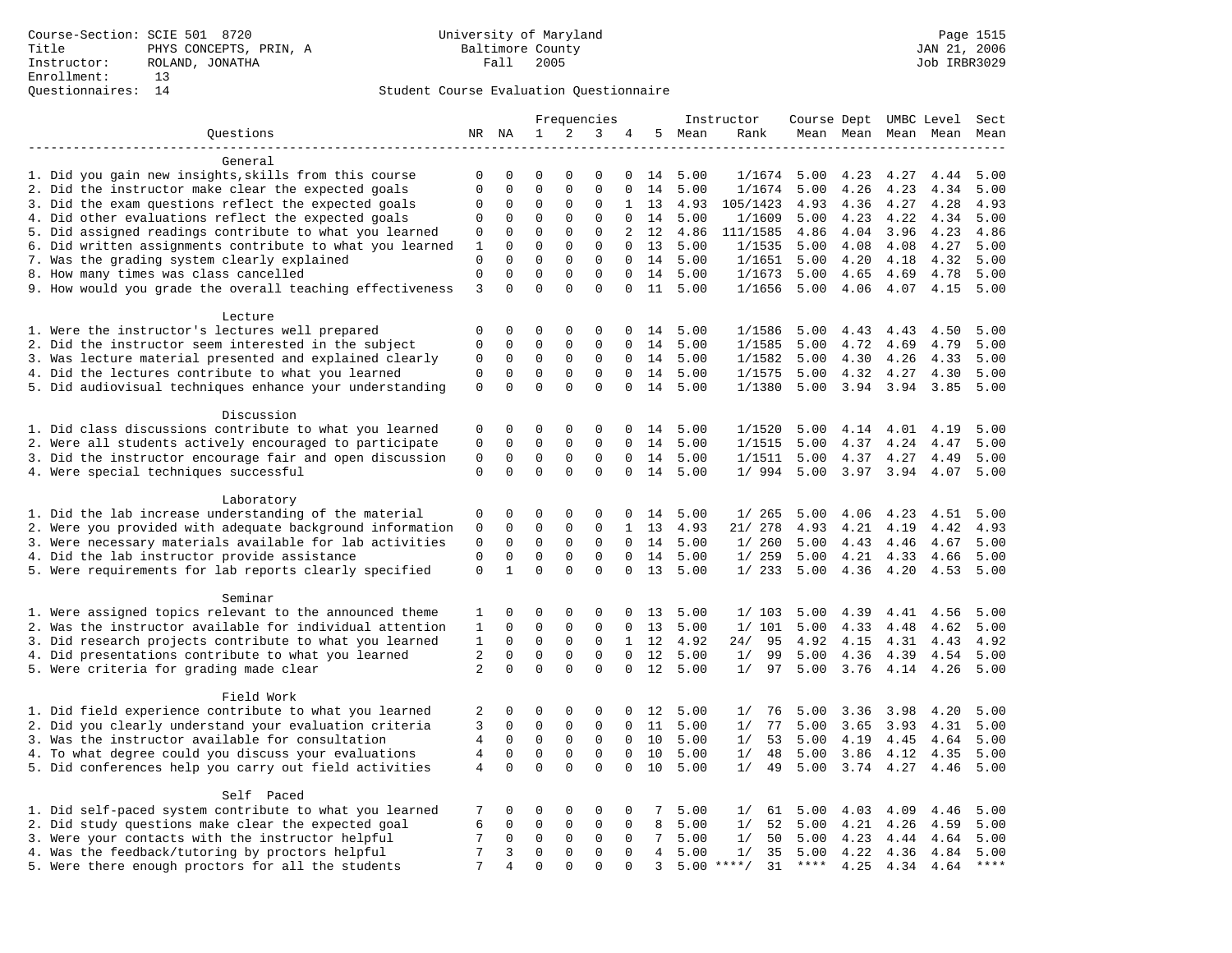Course-Section: SCIE 501 8720
Title: PHYS CONCEPTS, PRIN, A
Instructor: ROLAND, JONATHA
Enrollment: 13
Questionnaires: 14

University of Maryland
Baltimore County
Fall 2005

JAN 21, 2006
Job IRBR3029

## Student Course Evaluation Questionnaire

| Questions | NR | NA | 1 | 2 | 3 | 4 | 5 | Instructor Mean | Instructor Rank | Course Mean | Dept Mean | UMBC Mean | Level Mean | Sect Mean |
|---|---|---|---|---|---|---|---|---|---|---|---|---|---|---|
| **General** | | | | | | | | | | | | | | |
| 1. Did you gain new insights,skills from this course | 0 | 0 | 0 | 0 | 0 | 0 | 14 | 5.00 | 1/1674 | 5.00 | 4.23 | 4.27 | 4.44 | 5.00 |
| 2. Did the instructor make clear the expected goals | 0 | 0 | 0 | 0 | 0 | 0 | 14 | 5.00 | 1/1674 | 5.00 | 4.26 | 4.23 | 4.34 | 5.00 |
| 3. Did the exam questions reflect the expected goals | 0 | 0 | 0 | 0 | 0 | 1 | 13 | 4.93 | 105/1423 | 4.93 | 4.36 | 4.27 | 4.28 | 4.93 |
| 4. Did other evaluations reflect the expected goals | 0 | 0 | 0 | 0 | 0 | 0 | 14 | 5.00 | 1/1609 | 5.00 | 4.23 | 4.22 | 4.34 | 5.00 |
| 5. Did assigned readings contribute to what you learned | 0 | 0 | 0 | 0 | 0 | 2 | 12 | 4.86 | 111/1585 | 4.86 | 4.04 | 3.96 | 4.23 | 4.86 |
| 6. Did written assignments contribute to what you learned | 1 | 0 | 0 | 0 | 0 | 0 | 13 | 5.00 | 1/1535 | 5.00 | 4.08 | 4.08 | 4.27 | 5.00 |
| 7. Was the grading system clearly explained | 0 | 0 | 0 | 0 | 0 | 0 | 14 | 5.00 | 1/1651 | 5.00 | 4.20 | 4.18 | 4.32 | 5.00 |
| 8. How many times was class cancelled | 0 | 0 | 0 | 0 | 0 | 0 | 14 | 5.00 | 1/1673 | 5.00 | 4.65 | 4.69 | 4.78 | 5.00 |
| 9. How would you grade the overall teaching effectiveness | 3 | 0 | 0 | 0 | 0 | 0 | 11 | 5.00 | 1/1656 | 5.00 | 4.06 | 4.07 | 4.15 | 5.00 |
| **Lecture** | | | | | | | | | | | | | | |
| 1. Were the instructor's lectures well prepared | 0 | 0 | 0 | 0 | 0 | 0 | 14 | 5.00 | 1/1586 | 5.00 | 4.43 | 4.43 | 4.50 | 5.00 |
| 2. Did the instructor seem interested in the subject | 0 | 0 | 0 | 0 | 0 | 0 | 14 | 5.00 | 1/1585 | 5.00 | 4.72 | 4.69 | 4.79 | 5.00 |
| 3. Was lecture material presented and explained clearly | 0 | 0 | 0 | 0 | 0 | 0 | 14 | 5.00 | 1/1582 | 5.00 | 4.30 | 4.26 | 4.33 | 5.00 |
| 4. Did the lectures contribute to what you learned | 0 | 0 | 0 | 0 | 0 | 0 | 14 | 5.00 | 1/1575 | 5.00 | 4.32 | 4.27 | 4.30 | 5.00 |
| 5. Did audiovisual techniques enhance your understanding | 0 | 0 | 0 | 0 | 0 | 0 | 14 | 5.00 | 1/1380 | 5.00 | 3.94 | 3.94 | 3.85 | 5.00 |
| **Discussion** | | | | | | | | | | | | | | |
| 1. Did class discussions contribute to what you learned | 0 | 0 | 0 | 0 | 0 | 0 | 14 | 5.00 | 1/1520 | 5.00 | 4.14 | 4.01 | 4.19 | 5.00 |
| 2. Were all students actively encouraged to participate | 0 | 0 | 0 | 0 | 0 | 0 | 14 | 5.00 | 1/1515 | 5.00 | 4.37 | 4.24 | 4.47 | 5.00 |
| 3. Did the instructor encourage fair and open discussion | 0 | 0 | 0 | 0 | 0 | 0 | 14 | 5.00 | 1/1511 | 5.00 | 4.37 | 4.27 | 4.49 | 5.00 |
| 4. Were special techniques successful | 0 | 0 | 0 | 0 | 0 | 0 | 14 | 5.00 | 1/ 994 | 5.00 | 3.97 | 3.94 | 4.07 | 5.00 |
| **Laboratory** | | | | | | | | | | | | | | |
| 1. Did the lab increase understanding of the material | 0 | 0 | 0 | 0 | 0 | 0 | 14 | 5.00 | 1/ 265 | 5.00 | 4.06 | 4.23 | 4.51 | 5.00 |
| 2. Were you provided with adequate background information | 0 | 0 | 0 | 0 | 0 | 1 | 13 | 4.93 | 21/ 278 | 4.93 | 4.21 | 4.19 | 4.42 | 4.93 |
| 3. Were necessary materials available for lab activities | 0 | 0 | 0 | 0 | 0 | 0 | 14 | 5.00 | 1/ 260 | 5.00 | 4.43 | 4.46 | 4.67 | 5.00 |
| 4. Did the lab instructor provide assistance | 0 | 0 | 0 | 0 | 0 | 0 | 14 | 5.00 | 1/ 259 | 5.00 | 4.21 | 4.33 | 4.66 | 5.00 |
| 5. Were requirements for lab reports clearly specified | 0 | 1 | 0 | 0 | 0 | 0 | 13 | 5.00 | 1/ 233 | 5.00 | 4.36 | 4.20 | 4.53 | 5.00 |
| **Seminar** | | | | | | | | | | | | | | |
| 1. Were assigned topics relevant to the announced theme | 1 | 0 | 0 | 0 | 0 | 0 | 13 | 5.00 | 1/ 103 | 5.00 | 4.39 | 4.41 | 4.56 | 5.00 |
| 2. Was the instructor available for individual attention | 1 | 0 | 0 | 0 | 0 | 0 | 13 | 5.00 | 1/ 101 | 5.00 | 4.33 | 4.48 | 4.62 | 5.00 |
| 3. Did research projects contribute to what you learned | 1 | 0 | 0 | 0 | 0 | 1 | 12 | 4.92 | 24/ 95 | 4.92 | 4.15 | 4.31 | 4.43 | 4.92 |
| 4. Did presentations contribute to what you learned | 2 | 0 | 0 | 0 | 0 | 0 | 12 | 5.00 | 1/ 99 | 5.00 | 4.36 | 4.39 | 4.54 | 5.00 |
| 5. Were criteria for grading made clear | 2 | 0 | 0 | 0 | 0 | 0 | 12 | 5.00 | 1/ 97 | 5.00 | 3.76 | 4.14 | 4.26 | 5.00 |
| **Field Work** | | | | | | | | | | | | | | |
| 1. Did field experience contribute to what you learned | 2 | 0 | 0 | 0 | 0 | 0 | 12 | 5.00 | 1/ 76 | 5.00 | 3.36 | 3.98 | 4.20 | 5.00 |
| 2. Did you clearly understand your evaluation criteria | 3 | 0 | 0 | 0 | 0 | 0 | 11 | 5.00 | 1/ 77 | 5.00 | 3.65 | 3.93 | 4.31 | 5.00 |
| 3. Was the instructor available for consultation | 4 | 0 | 0 | 0 | 0 | 0 | 10 | 5.00 | 1/ 53 | 5.00 | 4.19 | 4.45 | 4.64 | 5.00 |
| 4. To what degree could you discuss your evaluations | 4 | 0 | 0 | 0 | 0 | 0 | 10 | 5.00 | 1/ 48 | 5.00 | 3.86 | 4.12 | 4.35 | 5.00 |
| 5. Did conferences help you carry out field activities | 4 | 0 | 0 | 0 | 0 | 0 | 10 | 5.00 | 1/ 49 | 5.00 | 3.74 | 4.27 | 4.46 | 5.00 |
| **Self Paced** | | | | | | | | | | | | | | |
| 1. Did self-paced system contribute to what you learned | 7 | 0 | 0 | 0 | 0 | 0 | 7 | 5.00 | 1/ 61 | 5.00 | 4.03 | 4.09 | 4.46 | 5.00 |
| 2. Did study questions make clear the expected goal | 6 | 0 | 0 | 0 | 0 | 0 | 8 | 5.00 | 1/ 52 | 5.00 | 4.21 | 4.26 | 4.59 | 5.00 |
| 3. Were your contacts with the instructor helpful | 7 | 0 | 0 | 0 | 0 | 0 | 7 | 5.00 | 1/ 50 | 5.00 | 4.23 | 4.44 | 4.64 | 5.00 |
| 4. Was the feedback/tutoring by proctors helpful | 7 | 3 | 0 | 0 | 0 | 0 | 4 | 5.00 | 1/ 35 | 5.00 | 4.22 | 4.36 | 4.84 | 5.00 |
| 5. Were there enough proctors for all the students | 7 | 4 | 0 | 0 | 0 | 0 | 3 | 5.00 | ****/ 31 | **** | 4.25 | 4.34 | 4.64 | **** |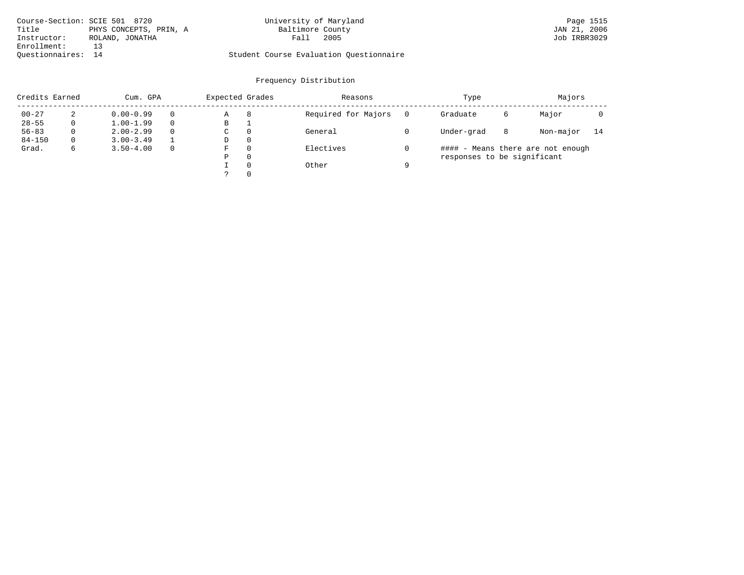Course-Section: SCIE 501 8720
Title PHYS CONCEPTS, PRIN, A
Instructor: ROLAND, JONATHA
Enrollment: 13
Questionnaires: 14

University of Maryland
Baltimore County
Fall 2005

Page 1515
JAN 21, 2006
Job IRBR3029

Student Course Evaluation Questionnaire

## Frequency Distribution

| Credits Earned | | Cum. GPA | | Expected Grades | | Reasons | | Type | | Majors | |
|---|---|---|---|---|---|---|---|---|---|---|---|
| 00-27 | 2 | 0.00-0.99 | 0 | A | 8 | Required for Majors | 0 | Graduate | 6 | Major | 0 |
| 28-55 | 0 | 1.00-1.99 | 0 | B | 1 | | | | | | |
| 56-83 | 0 | 2.00-2.99 | 0 | C | 0 | General | 0 | Under-grad | 8 | Non-major | 14 |
| 84-150 | 0 | 3.00-3.49 | 1 | D | 0 | | | | | | |
| Grad. | 6 | 3.50-4.00 | 0 | F | 0 | Electives | 0 | | | | |
| | | | | P | 0 | | | | | | |
| | | | | I | 0 | Other | 9 | | | | |
| | | | | ? | 0 | | | | | | |

#### - Means there are not enough responses to be significant